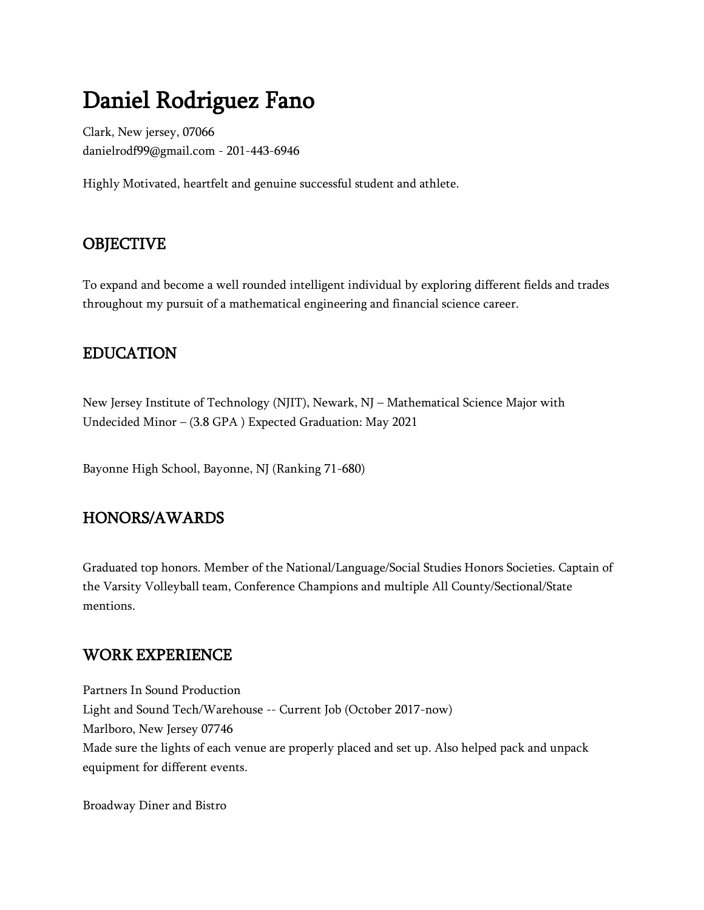# Daniel Rodriguez Fano

Clark, New jersey, 07066
danielrodf99@gmail.com - 201-443-6946

Highly Motivated, heartfelt and genuine successful student and athlete.

## OBJECTIVE

To expand and become a well rounded intelligent individual by exploring different fields and trades throughout my pursuit of a mathematical engineering and financial science career.

## EDUCATION

New Jersey Institute of Technology (NJIT), Newark, NJ – Mathematical Science Major with Undecided Minor – (3.8 GPA ) Expected Graduation: May 2021

Bayonne High School, Bayonne, NJ (Ranking 71-680)

## HONORS/AWARDS

Graduated top honors. Member of the National/Language/Social Studies Honors Societies. Captain of the Varsity Volleyball team, Conference Champions and multiple All County/Sectional/State mentions.

## WORK EXPERIENCE

Partners In Sound Production
Light and Sound Tech/Warehouse -- Current Job (October 2017-now)
Marlboro, New Jersey 07746
Made sure the lights of each venue are properly placed and set up. Also helped pack and unpack equipment for different events.

Broadway Diner and Bistro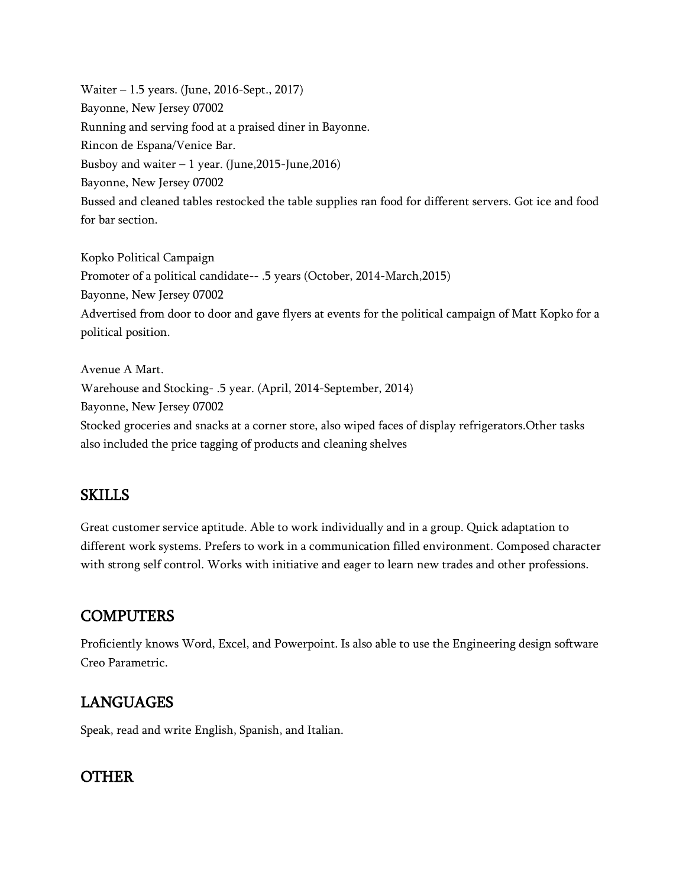Waiter – 1.5 years. (June, 2016-Sept., 2017)
Bayonne, New Jersey 07002
Running and serving food at a praised diner in Bayonne.
Rincon de Espana/Venice Bar.
Busboy and waiter – 1 year. (June,2015-June,2016)
Bayonne, New Jersey 07002
Bussed and cleaned tables restocked the table supplies ran food for different servers. Got ice and food for bar section.

Kopko Political Campaign
Promoter of a political candidate-- .5 years (October, 2014-March,2015)
Bayonne, New Jersey 07002
Advertised from door to door and gave flyers at events for the political campaign of Matt Kopko for a political position.

Avenue A Mart.
Warehouse and Stocking- .5 year. (April, 2014-September, 2014)
Bayonne, New Jersey 07002
Stocked groceries and snacks at a corner store, also wiped faces of display refrigerators.Other tasks also included the price tagging of products and cleaning shelves

## SKILLS

Great customer service aptitude. Able to work individually and in a group. Quick adaptation to different work systems. Prefers to work in a communication filled environment. Composed character with strong self control. Works with initiative and eager to learn new trades and other professions.

## COMPUTERS

Proficiently knows Word, Excel, and Powerpoint. Is also able to use the Engineering design software Creo Parametric.

## LANGUAGES

Speak, read and write English, Spanish, and Italian.

## OTHER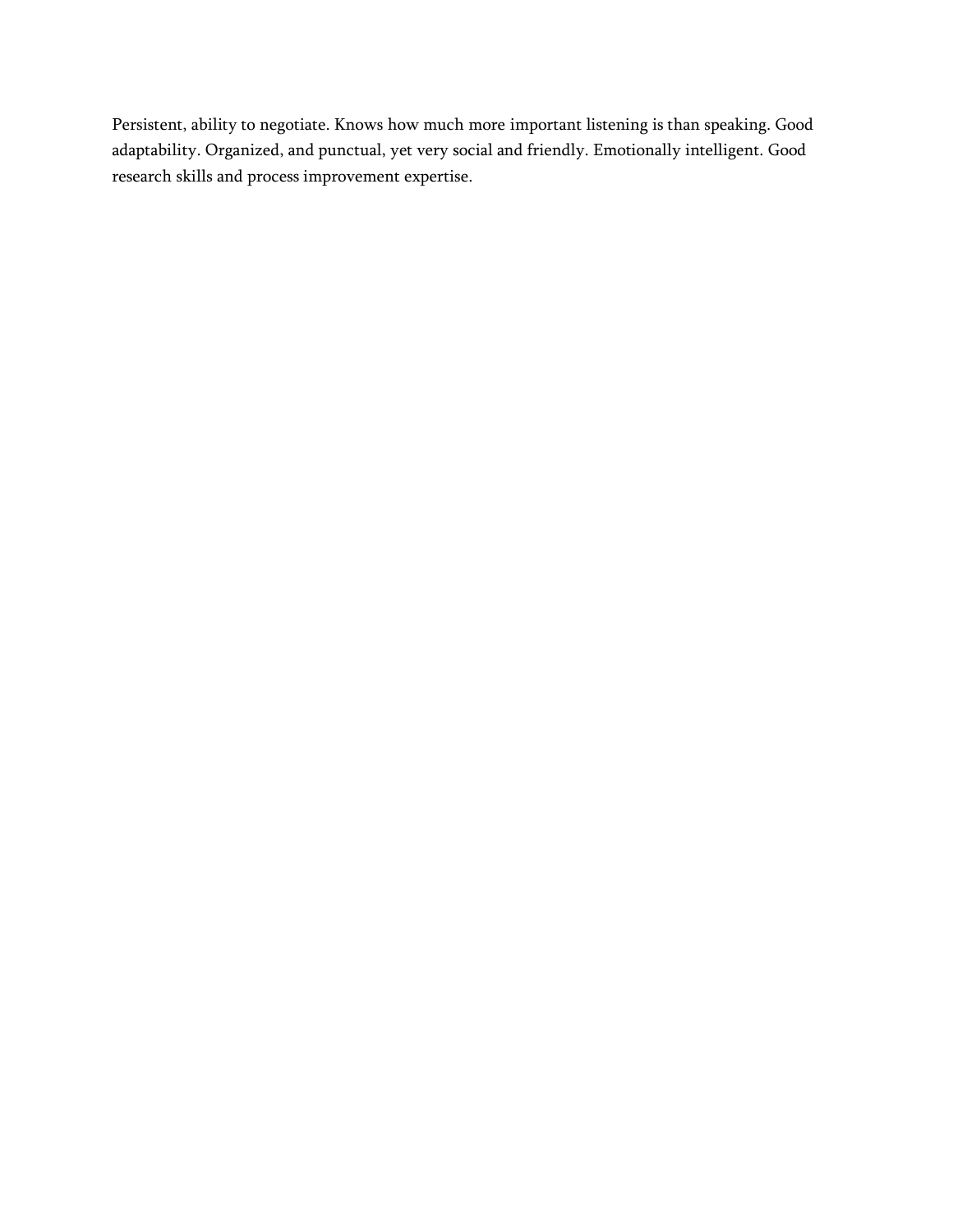Persistent, ability to negotiate. Knows how much more important listening is than speaking. Good adaptability. Organized, and punctual, yet very social and friendly. Emotionally intelligent. Good research skills and process improvement expertise.